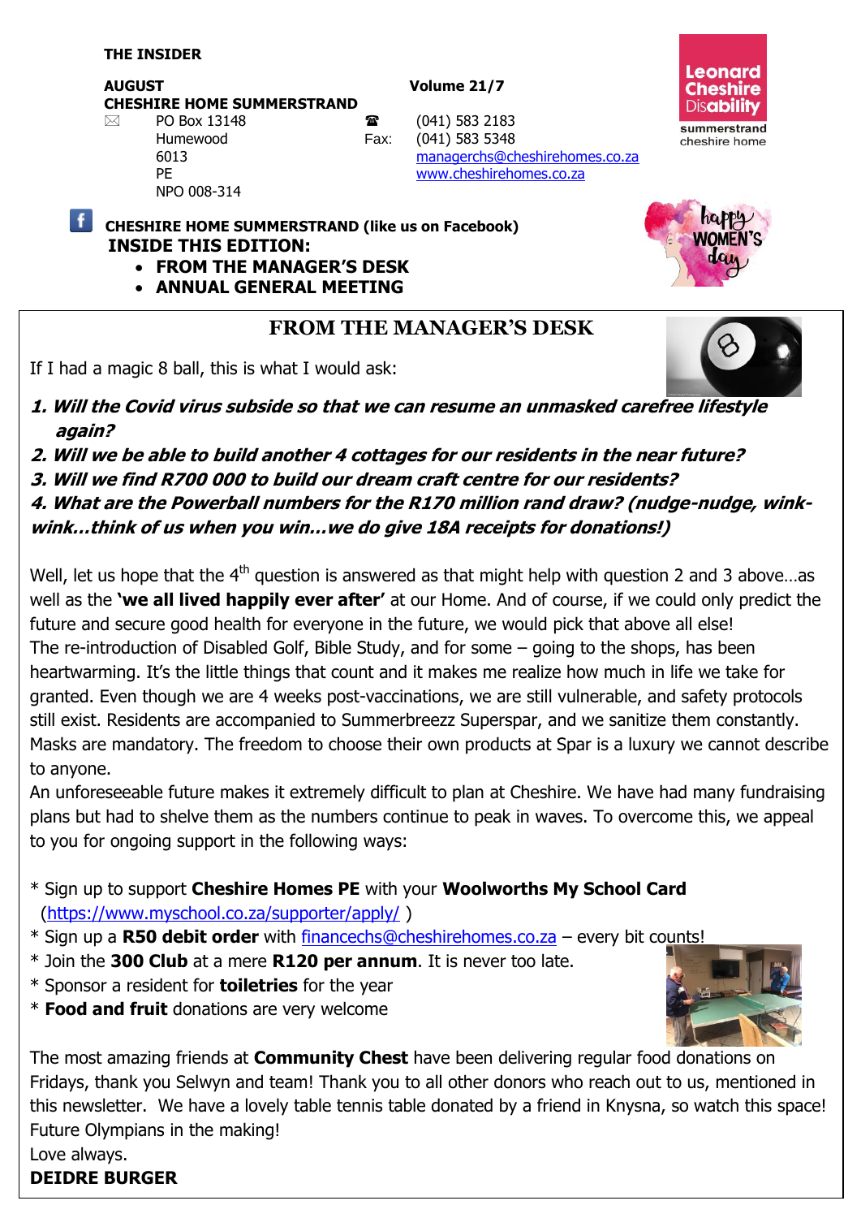**THE INSIDER**

**AUGUST** **Volume 21/7**

**CHESHIRE HOME SUMMERSTRAND**

PO Box 13148
Humewood
6013
PE
NPO 008-314

☎ (041) 583 2183
Fax: (041) 583 5348
managerchs@cheshirehomes.co.za
www.cheshirehomes.co.za

**CHESHIRE HOME SUMMERSTRAND (like us on Facebook)**

## INSIDE THIS EDITION:

- **FROM THE MANAGER'S DESK**
- **ANNUAL GENERAL MEETING**

## FROM THE MANAGER'S DESK

If I had a magic 8 ball, this is what I would ask:

1. ***Will the Covid virus subside so that we can resume an unmasked carefree lifestyle again?***
2. ***Will we be able to build another 4 cottages for our residents in the near future?***
3. ***Will we find R700 000 to build our dream craft centre for our residents?***
4. ***What are the Powerball numbers for the R170 million rand draw? (nudge-nudge, wink-wink…think of us when you win…we do give 18A receipts for donations!)***

Well, let us hope that the 4th question is answered as that might help with question 2 and 3 above…as well as the **'we all lived happily ever after'** at our Home. And of course, if we could only predict the future and secure good health for everyone in the future, we would pick that above all else!
The re-introduction of Disabled Golf, Bible Study, and for some – going to the shops, has been heartwarming. It's the little things that count and it makes me realize how much in life we take for granted. Even though we are 4 weeks post-vaccinations, we are still vulnerable, and safety protocols still exist. Residents are accompanied to Summerbreezz Superspar, and we sanitize them constantly. Masks are mandatory. The freedom to choose their own products at Spar is a luxury we cannot describe to anyone.
An unforeseeable future makes it extremely difficult to plan at Cheshire. We have had many fundraising plans but had to shelve them as the numbers continue to peak in waves. To overcome this, we appeal to you for ongoing support in the following ways:

* Sign up to support **Cheshire Homes PE** with your **Woolworths My School Card** (https://www.myschool.co.za/supporter/apply/ )
* Sign up a **R50 debit order** with financechs@cheshirehomes.co.za – every bit counts!
* Join the **300 Club** at a mere **R120 per annum**. It is never too late.
* Sponsor a resident for **toiletries** for the year
* **Food and fruit** donations are very welcome

The most amazing friends at **Community Chest** have been delivering regular food donations on Fridays, thank you Selwyn and team! Thank you to all other donors who reach out to us, mentioned in this newsletter. We have a lovely table tennis table donated by a friend in Knysna, so watch this space! Future Olympians in the making!
Love always.
**DEIDRE BURGER**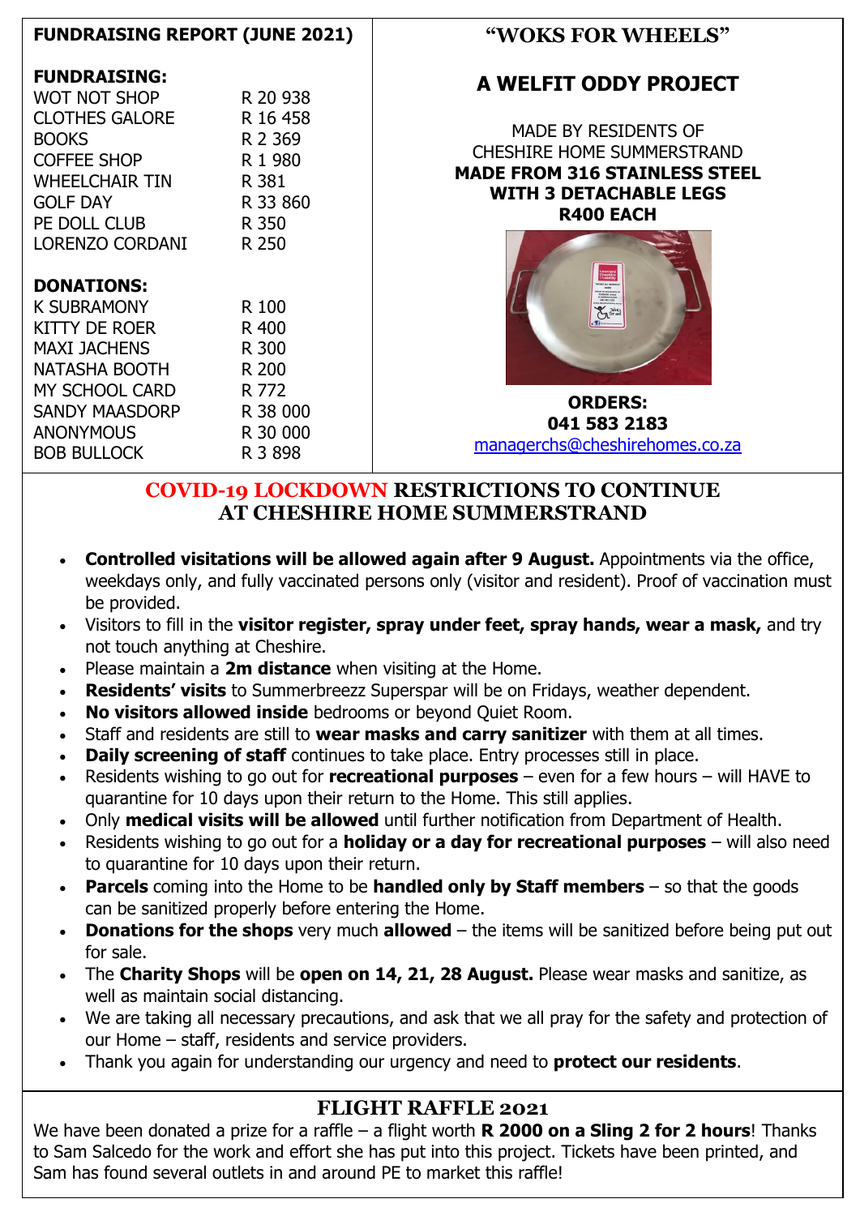## FUNDRAISING REPORT (JUNE 2021)

**FUNDRAISING:**

| | |
|---|---|
| WOT NOT SHOP | R 20 938 |
| CLOTHES GALORE | R 16 458 |
| BOOKS | R 2 369 |
| COFFEE SHOP | R 1 980 |
| WHEELCHAIR TIN | R 381 |
| GOLF DAY | R 33 860 |
| PE DOLL CLUB | R 350 |
| LORENZO CORDANI | R 250 |

**DONATIONS:**

| | |
|---|---|
| K SUBRAMONY | R 100 |
| KITTY DE ROER | R 400 |
| MAXI JACHENS | R 300 |
| NATASHA BOOTH | R 200 |
| MY SCHOOL CARD | R 772 |
| SANDY MAASDORP | R 38 000 |
| ANONYMOUS | R 30 000 |
| BOB BULLOCK | R 3 898 |

## "WOKS FOR WHEELS"

### A WELFIT ODDY PROJECT

MADE BY RESIDENTS OF
CHESHIRE HOME SUMMERSTRAND
**MADE FROM 316 STAINLESS STEEL**
**WITH 3 DETACHABLE LEGS**
**R400 EACH**

**ORDERS:**
**041 583 2183**
managerchs@cheshirehomes.co.za

## COVID-19 LOCKDOWN RESTRICTIONS TO CONTINUE AT CHESHIRE HOME SUMMERSTRAND

- **Controlled visitations will be allowed again after 9 August.** Appointments via the office, weekdays only, and fully vaccinated persons only (visitor and resident). Proof of vaccination must be provided.
- Visitors to fill in the **visitor register, spray under feet, spray hands, wear a mask,** and try not touch anything at Cheshire.
- Please maintain a **2m distance** when visiting at the Home.
- **Residents' visits** to Summerbreezz Superspar will be on Fridays, weather dependent.
- **No visitors allowed inside** bedrooms or beyond Quiet Room.
- Staff and residents are still to **wear masks and carry sanitizer** with them at all times.
- **Daily screening of staff** continues to take place. Entry processes still in place.
- Residents wishing to go out for **recreational purposes** – even for a few hours – will HAVE to quarantine for 10 days upon their return to the Home. This still applies.
- Only **medical visits will be allowed** until further notification from Department of Health.
- Residents wishing to go out for a **holiday or a day for recreational purposes** – will also need to quarantine for 10 days upon their return.
- **Parcels** coming into the Home to be **handled only by Staff members** – so that the goods can be sanitized properly before entering the Home.
- **Donations for the shops** very much **allowed** – the items will be sanitized before being put out for sale.
- The **Charity Shops** will be **open on 14, 21, 28 August.** Please wear masks and sanitize, as well as maintain social distancing.
- We are taking all necessary precautions, and ask that we all pray for the safety and protection of our Home – staff, residents and service providers.
- Thank you again for understanding our urgency and need to **protect our residents**.

## FLIGHT RAFFLE 2021

We have been donated a prize for a raffle – a flight worth **R 2000 on a Sling 2 for 2 hours**! Thanks to Sam Salcedo for the work and effort she has put into this project. Tickets have been printed, and Sam has found several outlets in and around PE to market this raffle!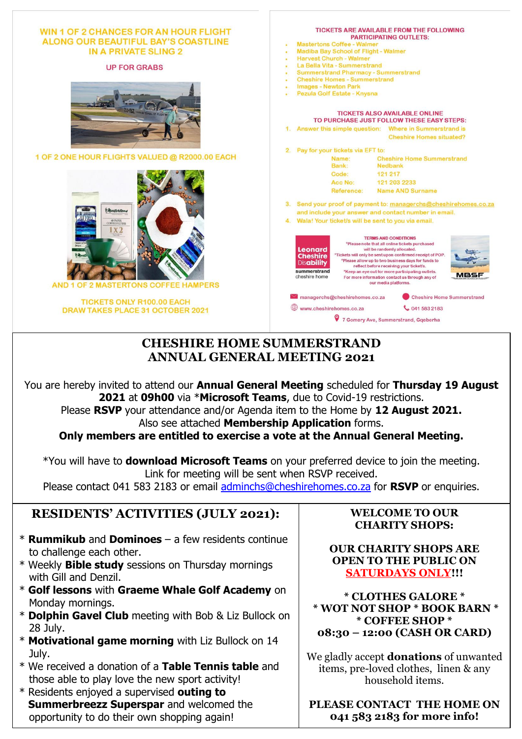WIN 1 OF 2 CHANCES FOR AN HOUR FLIGHT ALONG OUR BEAUTIFUL BAY'S COASTLINE IN A PRIVATE SLING 2

UP FOR GRABS

1 OF 2 ONE HOUR FLIGHTS VALUED @ R2000.00 EACH

AND 1 OF 2 MASTERTONS COFFEE HAMPERS

TICKETS ONLY R100.00 EACH
DRAW TAKES PLACE 31 OCTOBER 2021

TICKETS ARE AVAILABLE FROM THE FOLLOWING PARTICIPATING OUTLETS:

- Mastertons Coffee - Walmer
- Madiba Bay School of Flight - Walmer
- Harvest Church - Walmer
- La Bella Vita - Summerstrand
- Summerstrand Pharmacy - Summerstrand
- Cheshire Homes - Summerstrand
- Images - Newton Park
- Pezula Golf Estate - Knysna

TICKETS ALSO AVAILABLE ONLINE
TO PURCHASE JUST FOLLOW THESE EASY STEPS:

1. Answer this simple question: Where in Summerstrand is Cheshire Homes situated?
2. Pay for your tickets via EFT to:
   - Name: Cheshire Home Summerstrand
   - Bank: Nedbank
   - Code: 121 217
   - Acc No: 121 203 2233
   - Reference: Name AND Surname
3. Send your proof of payment to: managerchs@cheshirehomes.co.za and include your answer and contact number in email.
4. Wala! Your ticket/s will be sent to you via email.

TERMS AND CONDITIONS
*Please note that all online tickets purchased will be randomly allocated.
*Tickets will only be sent upon confirmed receipt of POP.
*Please allow up to two business days for funds to reflect before receiving your ticket/s.
*Keep an eye out for more participating outlets.
For more information contact us through any of our media platforms.

Leonard Cheshire Disability summerstrand cheshire home

MBSF

managerchs@cheshirehomes.co.za | Cheshire Home Summerstrand
www.cheshirehomes.co.za | 041 583 2183
7 Gomery Ave, Summerstrand, Gqeberha

## CHESHIRE HOME SUMMERSTRAND ANNUAL GENERAL MEETING 2021

You are hereby invited to attend our **Annual General Meeting** scheduled for **Thursday 19 August 2021** at **09h00** via ***Microsoft Teams**, due to Covid-19 restrictions.
Please **RSVP** your attendance and/or Agenda item to the Home by **12 August 2021.**
Also see attached **Membership Application** forms.
**Only members are entitled to exercise a vote at the Annual General Meeting.**

*You will have to **download Microsoft Teams** on your preferred device to join the meeting.
Link for meeting will be sent when RSVP received.
Please contact 041 583 2183 or email adminchs@cheshirehomes.co.za for **RSVP** or enquiries.

## RESIDENTS' ACTIVITIES (JULY 2021):

* **Rummikub** and **Dominoes** – a few residents continue to challenge each other.
* Weekly **Bible study** sessions on Thursday mornings with Gill and Denzil.
* **Golf lessons** with **Graeme Whale Golf Academy** on Monday mornings.
* **Dolphin Gavel Club** meeting with Bob & Liz Bullock on 28 July.
* **Motivational game morning** with Liz Bullock on 14 July.
* We received a donation of a **Table Tennis table** and those able to play love the new sport activity!
* Residents enjoyed a supervised **outing to Summerbreezz Superspar** and welcomed the opportunity to do their own shopping again!

## WELCOME TO OUR CHARITY SHOPS:

**OUR CHARITY SHOPS ARE OPEN TO THE PUBLIC ON SATURDAYS ONLY!!!**

**\* CLOTHES GALORE \***
**\* WOT NOT SHOP \* BOOK BARN \***
**\* COFFEE SHOP \***
**08:30 – 12:00 (CASH OR CARD)**

We gladly accept **donations** of unwanted items, pre-loved clothes, linen & any household items.

**PLEASE CONTACT THE HOME ON 041 583 2183 for more info!**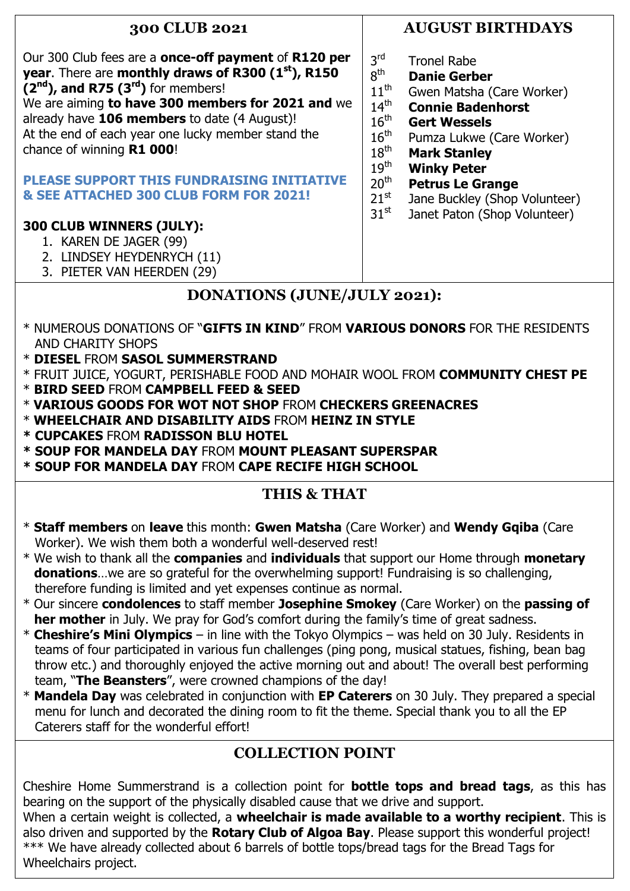## 300 CLUB 2021

Our 300 Club fees are a **once-off payment** of **R120 per year**. There are **monthly draws of R300 (1st), R150 (2nd), and R75 (3rd)** for members!
We are aiming **to have 300 members for 2021 and** we already have **106 members** to date (4 August)!
At the end of each year one lucky member stand the chance of winning **R1 000**!

**PLEASE SUPPORT THIS FUNDRAISING INITIATIVE & SEE ATTACHED 300 CLUB FORM FOR 2021!**

**300 CLUB WINNERS (JULY):**

1. KAREN DE JAGER (99)
2. LINDSEY HEYDENRYCH (11)
3. PIETER VAN HEERDEN (29)

## AUGUST BIRTHDAYS

- 3rd Tronel Rabe
- 8th **Danie Gerber**
- 11th Gwen Matsha (Care Worker)
- 14th **Connie Badenhorst**
- 16th **Gert Wessels**
- 16th Pumza Lukwe (Care Worker)
- 18th **Mark Stanley**
- 19th **Winky Peter**
- 20th **Petrus Le Grange**
- 21st Jane Buckley (Shop Volunteer)
- 31st Janet Paton (Shop Volunteer)

## DONATIONS (JUNE/JULY 2021):

- NUMEROUS DONATIONS OF "**GIFTS IN KIND**" FROM **VARIOUS DONORS** FOR THE RESIDENTS AND CHARITY SHOPS
- **DIESEL** FROM **SASOL SUMMERSTRAND**
- FRUIT JUICE, YOGURT, PERISHABLE FOOD AND MOHAIR WOOL FROM **COMMUNITY CHEST PE**
- **BIRD SEED** FROM **CAMPBELL FEED & SEED**
- **VARIOUS GOODS FOR WOT NOT SHOP** FROM **CHECKERS GREENACRES**
- **WHEELCHAIR AND DISABILITY AIDS** FROM **HEINZ IN STYLE**
- **CUPCAKES** FROM **RADISSON BLU HOTEL**
- **SOUP FOR MANDELA DAY** FROM **MOUNT PLEASANT SUPERSPAR**
- **SOUP FOR MANDELA DAY** FROM **CAPE RECIFE HIGH SCHOOL**

## THIS & THAT

- **Staff members** on **leave** this month: **Gwen Matsha** (Care Worker) and **Wendy Gqiba** (Care Worker). We wish them both a wonderful well-deserved rest!
- We wish to thank all the **companies** and **individuals** that support our Home through **monetary donations**…we are so grateful for the overwhelming support! Fundraising is so challenging, therefore funding is limited and yet expenses continue as normal.
- Our sincere **condolences** to staff member **Josephine Smokey** (Care Worker) on the **passing of her mother** in July. We pray for God's comfort during the family's time of great sadness.
- **Cheshire's Mini Olympics** – in line with the Tokyo Olympics – was held on 30 July. Residents in teams of four participated in various fun challenges (ping pong, musical statues, fishing, bean bag throw etc.) and thoroughly enjoyed the active morning out and about! The overall best performing team, "**The Beansters**", were crowned champions of the day!
- **Mandela Day** was celebrated in conjunction with **EP Caterers** on 30 July. They prepared a special menu for lunch and decorated the dining room to fit the theme. Special thank you to all the EP Caterers staff for the wonderful effort!

## COLLECTION POINT

Cheshire Home Summerstrand is a collection point for **bottle tops and bread tags**, as this has bearing on the support of the physically disabled cause that we drive and support.
When a certain weight is collected, a **wheelchair is made available to a worthy recipient**. This is also driven and supported by the **Rotary Club of Algoa Bay**. Please support this wonderful project!
*** We have already collected about 6 barrels of bottle tops/bread tags for the Bread Tags for Wheelchairs project.